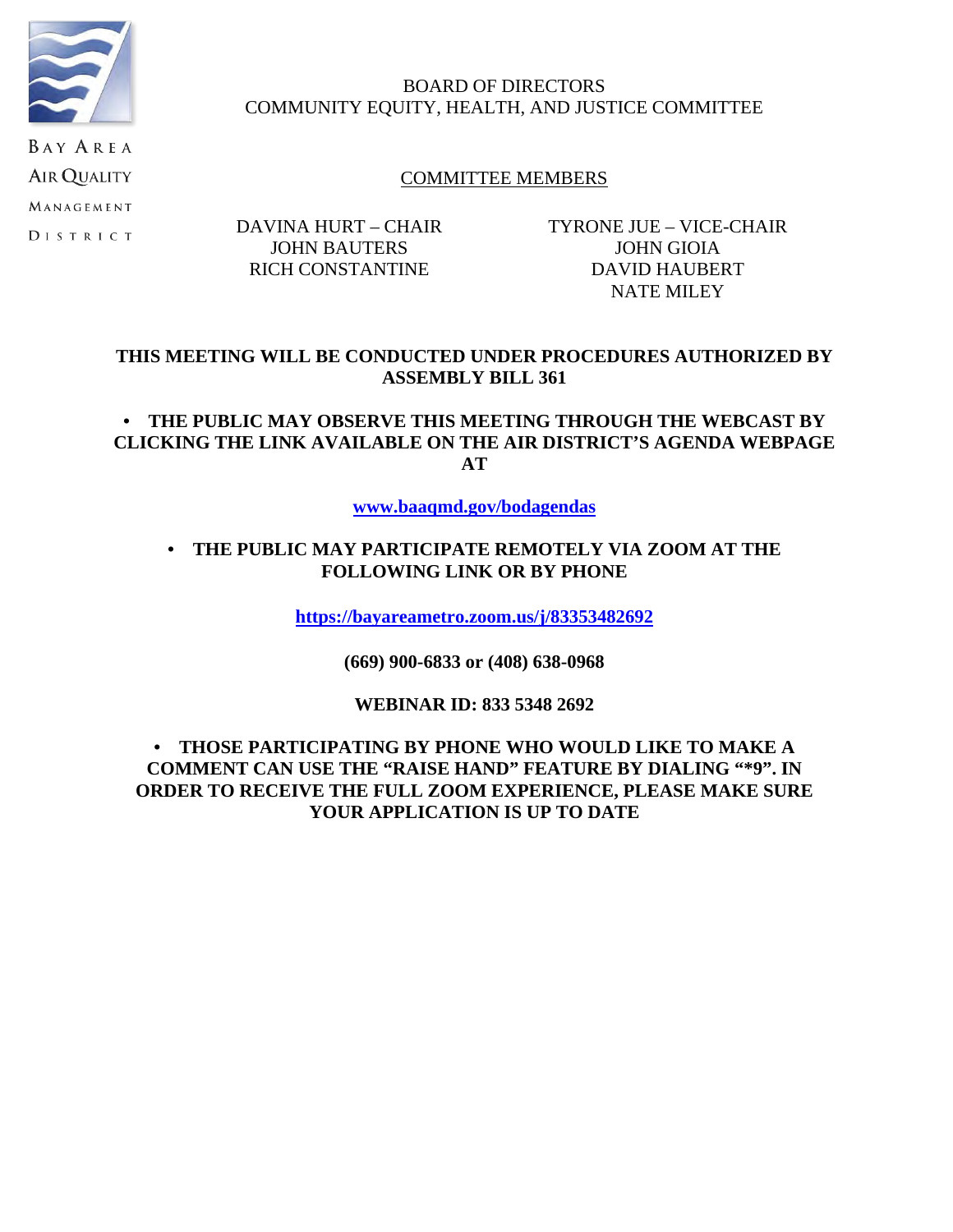BAY AREA AIR QUALITY MANAGEMENT DISTRICT

# BOARD OF DIRECTORS
# COMMUNITY EQUITY, HEALTH, AND JUSTICE COMMITTEE

## COMMITTEE MEMBERS

| | |
|---|---|
| DAVINA HURT – CHAIR | TYRONE JUE – VICE-CHAIR |
| JOHN BAUTERS | JOHN GIOIA |
| RICH CONSTANTINE | DAVID HAUBERT |
| | NATE MILEY |

**THIS MEETING WILL BE CONDUCTED UNDER PROCEDURES AUTHORIZED BY ASSEMBLY BILL 361**

- **THE PUBLIC MAY OBSERVE THIS MEETING THROUGH THE WEBCAST BY CLICKING THE LINK AVAILABLE ON THE AIR DISTRICT'S AGENDA WEBPAGE AT**

**www.baaqmd.gov/bodagendas**

- **THE PUBLIC MAY PARTICIPATE REMOTELY VIA ZOOM AT THE FOLLOWING LINK OR BY PHONE**

**https://bayareametro.zoom.us/j/83353482692**

**(669) 900-6833 or (408) 638-0968**

**WEBINAR ID: 833 5348 2692**

- **THOSE PARTICIPATING BY PHONE WHO WOULD LIKE TO MAKE A COMMENT CAN USE THE "RAISE HAND" FEATURE BY DIALING "*9". IN ORDER TO RECEIVE THE FULL ZOOM EXPERIENCE, PLEASE MAKE SURE YOUR APPLICATION IS UP TO DATE**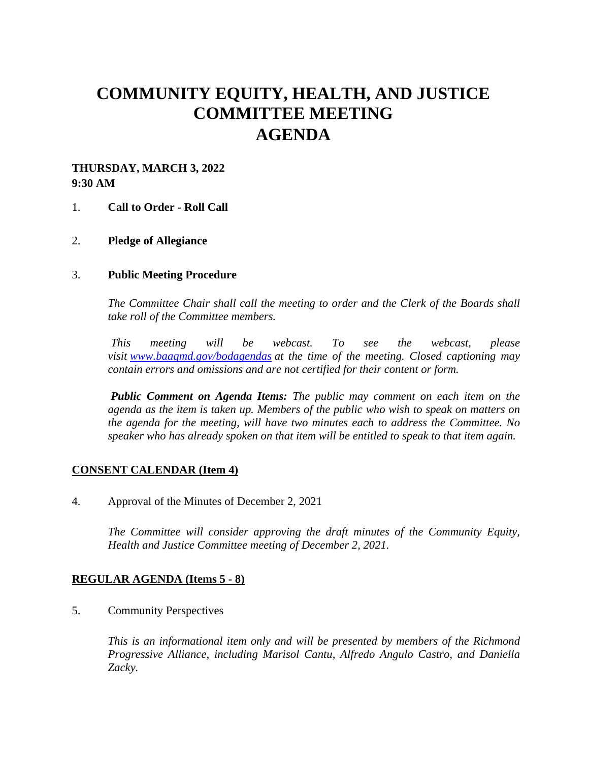# COMMUNITY EQUITY, HEALTH, AND JUSTICE COMMITTEE MEETING AGENDA

**THURSDAY, MARCH 3, 2022**
**9:30 AM**

1. **Call to Order - Roll Call**

2. **Pledge of Allegiance**

3. **Public Meeting Procedure**

   *The Committee Chair shall call the meeting to order and the Clerk of the Boards shall take roll of the Committee members.*

   *This meeting will be webcast. To see the webcast, please visit [www.baaqmd.gov/bodagendas](http://www.baaqmd.gov/bodagendas) at the time of the meeting. Closed captioning may contain errors and omissions and are not certified for their content or form.*

   ***Public Comment on Agenda Items:*** *The public may comment on each item on the agenda as the item is taken up. Members of the public who wish to speak on matters on the agenda for the meeting, will have two minutes each to address the Committee. No speaker who has already spoken on that item will be entitled to speak to that item again.*

**CONSENT CALENDAR (Item 4)**

4. Approval of the Minutes of December 2, 2021

   *The Committee will consider approving the draft minutes of the Community Equity, Health and Justice Committee meeting of December 2, 2021.*

**REGULAR AGENDA (Items 5 - 8)**

5. Community Perspectives

   *This is an informational item only and will be presented by members of the Richmond Progressive Alliance, including Marisol Cantu, Alfredo Angulo Castro, and Daniella Zacky.*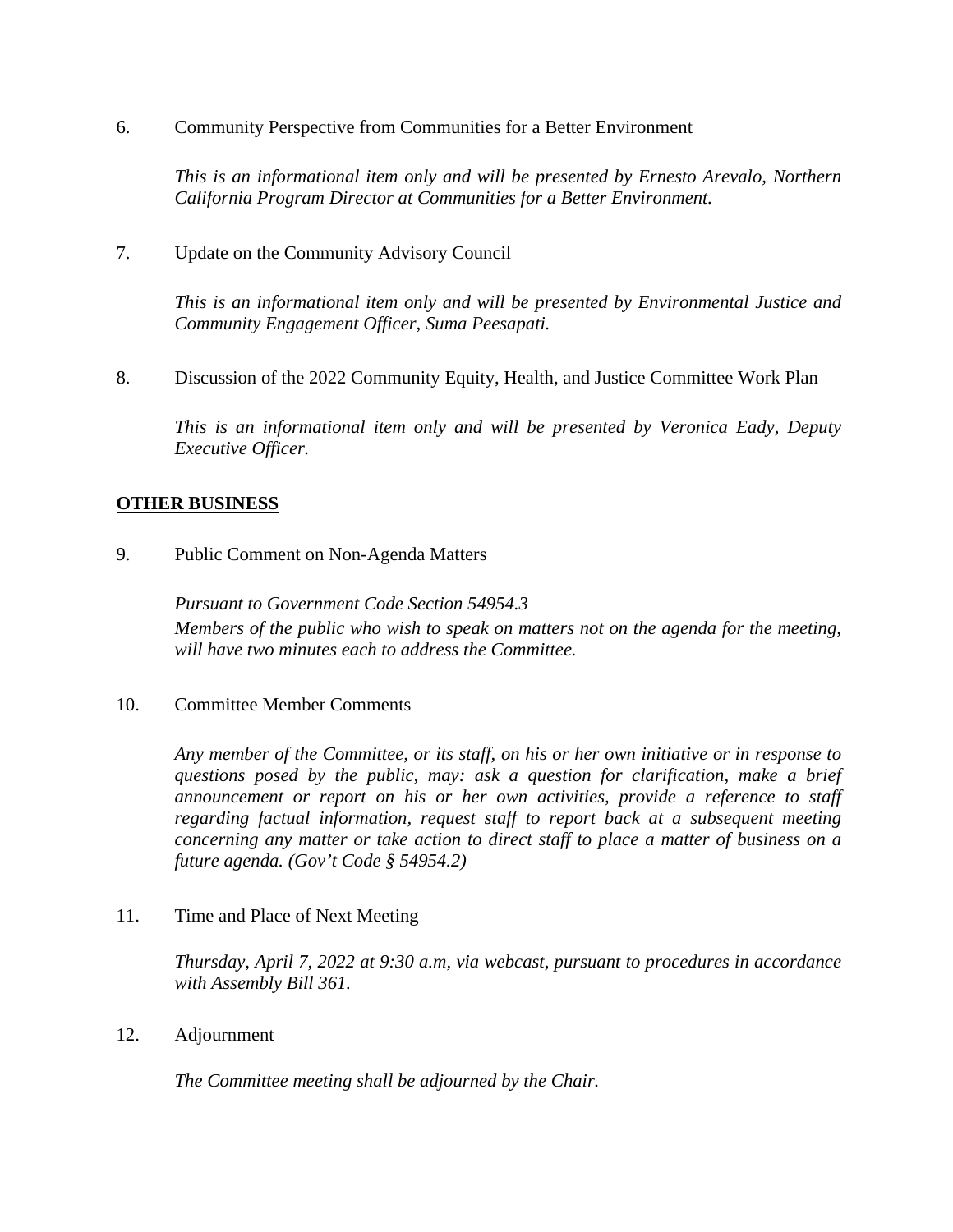6. Community Perspective from Communities for a Better Environment

   *This is an informational item only and will be presented by Ernesto Arevalo, Northern California Program Director at Communities for a Better Environment.*

7. Update on the Community Advisory Council

   *This is an informational item only and will be presented by Environmental Justice and Community Engagement Officer, Suma Peesapati.*

8. Discussion of the 2022 Community Equity, Health, and Justice Committee Work Plan

   *This is an informational item only and will be presented by Veronica Eady, Deputy Executive Officer.*

## OTHER BUSINESS

9. Public Comment on Non-Agenda Matters

   *Pursuant to Government Code Section 54954.3*
   *Members of the public who wish to speak on matters not on the agenda for the meeting, will have two minutes each to address the Committee.*

10. Committee Member Comments

    *Any member of the Committee, or its staff, on his or her own initiative or in response to questions posed by the public, may: ask a question for clarification, make a brief announcement or report on his or her own activities, provide a reference to staff regarding factual information, request staff to report back at a subsequent meeting concerning any matter or take action to direct staff to place a matter of business on a future agenda. (Gov't Code § 54954.2)*

11. Time and Place of Next Meeting

    *Thursday, April 7, 2022 at 9:30 a.m, via webcast, pursuant to procedures in accordance with Assembly Bill 361.*

12. Adjournment

    *The Committee meeting shall be adjourned by the Chair.*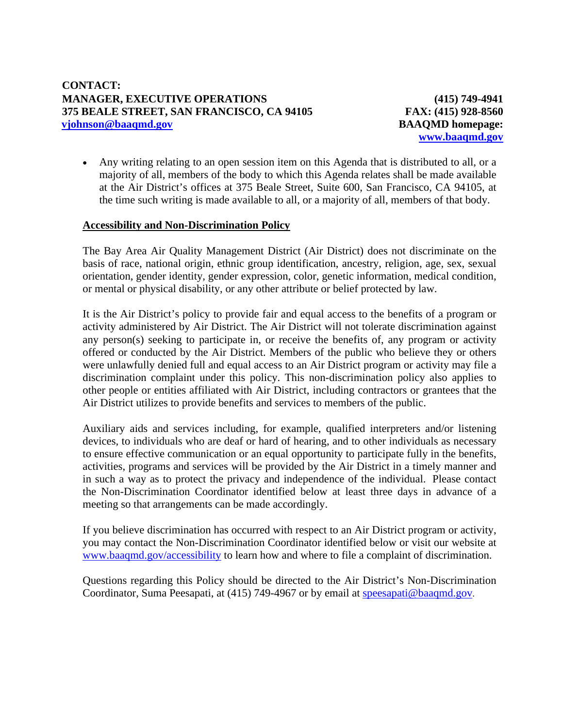**CONTACT:**

**MANAGER, EXECUTIVE OPERATIONS** **(415) 749-4941**
**375 BEALE STREET, SAN FRANCISCO, CA 94105** **FAX: (415) 928-8560**
**[vjohnson@baaqmd.gov](mailto:vjohnson@baaqmd.gov)** **BAAQMD homepage:**
**[www.baaqmd.gov](http://www.baaqmd.gov)**

- Any writing relating to an open session item on this Agenda that is distributed to all, or a majority of all, members of the body to which this Agenda relates shall be made available at the Air District's offices at 375 Beale Street, Suite 600, San Francisco, CA 94105, at the time such writing is made available to all, or a majority of all, members of that body.

**Accessibility and Non-Discrimination Policy**

The Bay Area Air Quality Management District (Air District) does not discriminate on the basis of race, national origin, ethnic group identification, ancestry, religion, age, sex, sexual orientation, gender identity, gender expression, color, genetic information, medical condition, or mental or physical disability, or any other attribute or belief protected by law.

It is the Air District's policy to provide fair and equal access to the benefits of a program or activity administered by Air District. The Air District will not tolerate discrimination against any person(s) seeking to participate in, or receive the benefits of, any program or activity offered or conducted by the Air District. Members of the public who believe they or others were unlawfully denied full and equal access to an Air District program or activity may file a discrimination complaint under this policy. This non-discrimination policy also applies to other people or entities affiliated with Air District, including contractors or grantees that the Air District utilizes to provide benefits and services to members of the public.

Auxiliary aids and services including, for example, qualified interpreters and/or listening devices, to individuals who are deaf or hard of hearing, and to other individuals as necessary to ensure effective communication or an equal opportunity to participate fully in the benefits, activities, programs and services will be provided by the Air District in a timely manner and in such a way as to protect the privacy and independence of the individual. Please contact the Non-Discrimination Coordinator identified below at least three days in advance of a meeting so that arrangements can be made accordingly.

If you believe discrimination has occurred with respect to an Air District program or activity, you may contact the Non-Discrimination Coordinator identified below or visit our website at [www.baaqmd.gov/accessibility](http://www.baaqmd.gov/accessibility) to learn how and where to file a complaint of discrimination.

Questions regarding this Policy should be directed to the Air District's Non-Discrimination Coordinator, Suma Peesapati, at (415) 749-4967 or by email at [speesapati@baaqmd.gov](mailto:speesapati@baaqmd.gov).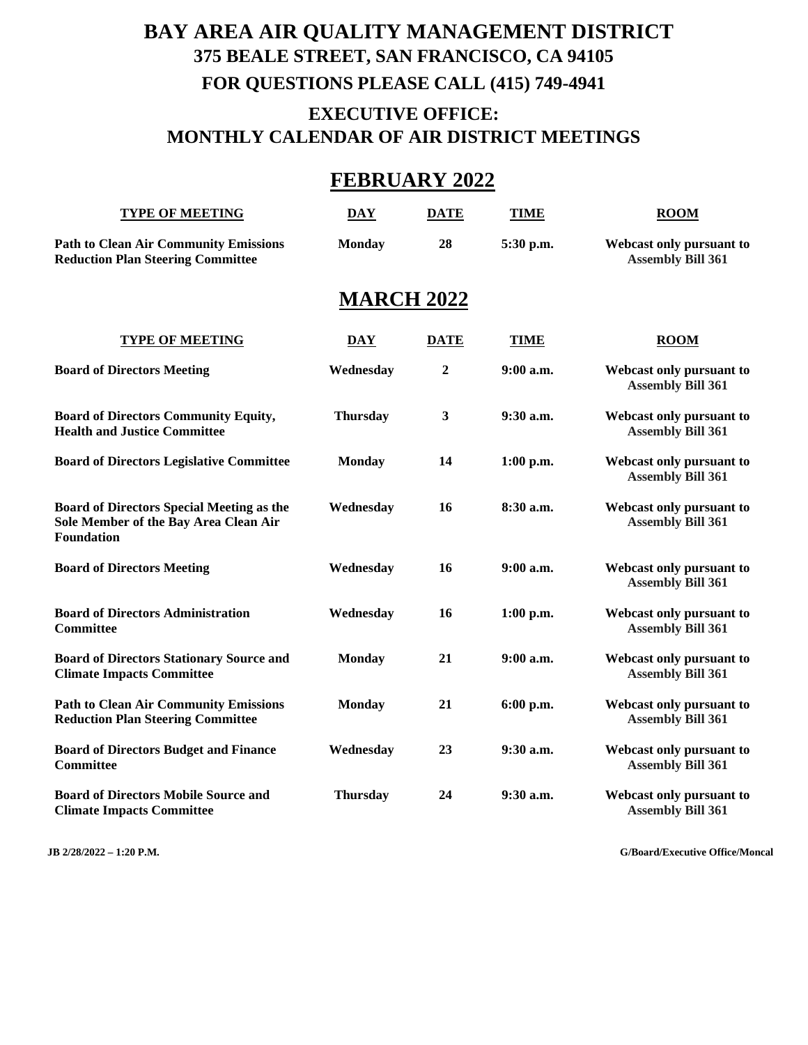# BAY AREA AIR QUALITY MANAGEMENT DISTRICT

## 375 BEALE STREET, SAN FRANCISCO, CA 94105

## FOR QUESTIONS PLEASE CALL (415) 749-4941

## EXECUTIVE OFFICE:
## MONTHLY CALENDAR OF AIR DISTRICT MEETINGS

## FEBRUARY 2022

| TYPE OF MEETING | DAY | DATE | TIME | ROOM |
| --- | --- | --- | --- | --- |
| **Path to Clean Air Community Emissions Reduction Plan Steering Committee** | **Monday** | **28** | **5:30 p.m.** | **Webcast only pursuant to Assembly Bill 361** |

## MARCH 2022

| TYPE OF MEETING | DAY | DATE | TIME | ROOM |
| --- | --- | --- | --- | --- |
| **Board of Directors Meeting** | **Wednesday** | **2** | **9:00 a.m.** | **Webcast only pursuant to Assembly Bill 361** |
| **Board of Directors Community Equity, Health and Justice Committee** | **Thursday** | **3** | **9:30 a.m.** | **Webcast only pursuant to Assembly Bill 361** |
| **Board of Directors Legislative Committee** | **Monday** | **14** | **1:00 p.m.** | **Webcast only pursuant to Assembly Bill 361** |
| **Board of Directors Special Meeting as the Sole Member of the Bay Area Clean Air Foundation** | **Wednesday** | **16** | **8:30 a.m.** | **Webcast only pursuant to Assembly Bill 361** |
| **Board of Directors Meeting** | **Wednesday** | **16** | **9:00 a.m.** | **Webcast only pursuant to Assembly Bill 361** |
| **Board of Directors Administration Committee** | **Wednesday** | **16** | **1:00 p.m.** | **Webcast only pursuant to Assembly Bill 361** |
| **Board of Directors Stationary Source and Climate Impacts Committee** | **Monday** | **21** | **9:00 a.m.** | **Webcast only pursuant to Assembly Bill 361** |
| **Path to Clean Air Community Emissions Reduction Plan Steering Committee** | **Monday** | **21** | **6:00 p.m.** | **Webcast only pursuant to Assembly Bill 361** |
| **Board of Directors Budget and Finance Committee** | **Wednesday** | **23** | **9:30 a.m.** | **Webcast only pursuant to Assembly Bill 361** |
| **Board of Directors Mobile Source and Climate Impacts Committee** | **Thursday** | **24** | **9:30 a.m.** | **Webcast only pursuant to Assembly Bill 361** |

JB 2/28/2022 – 1:20 P.M. G/Board/Executive Office/Moncal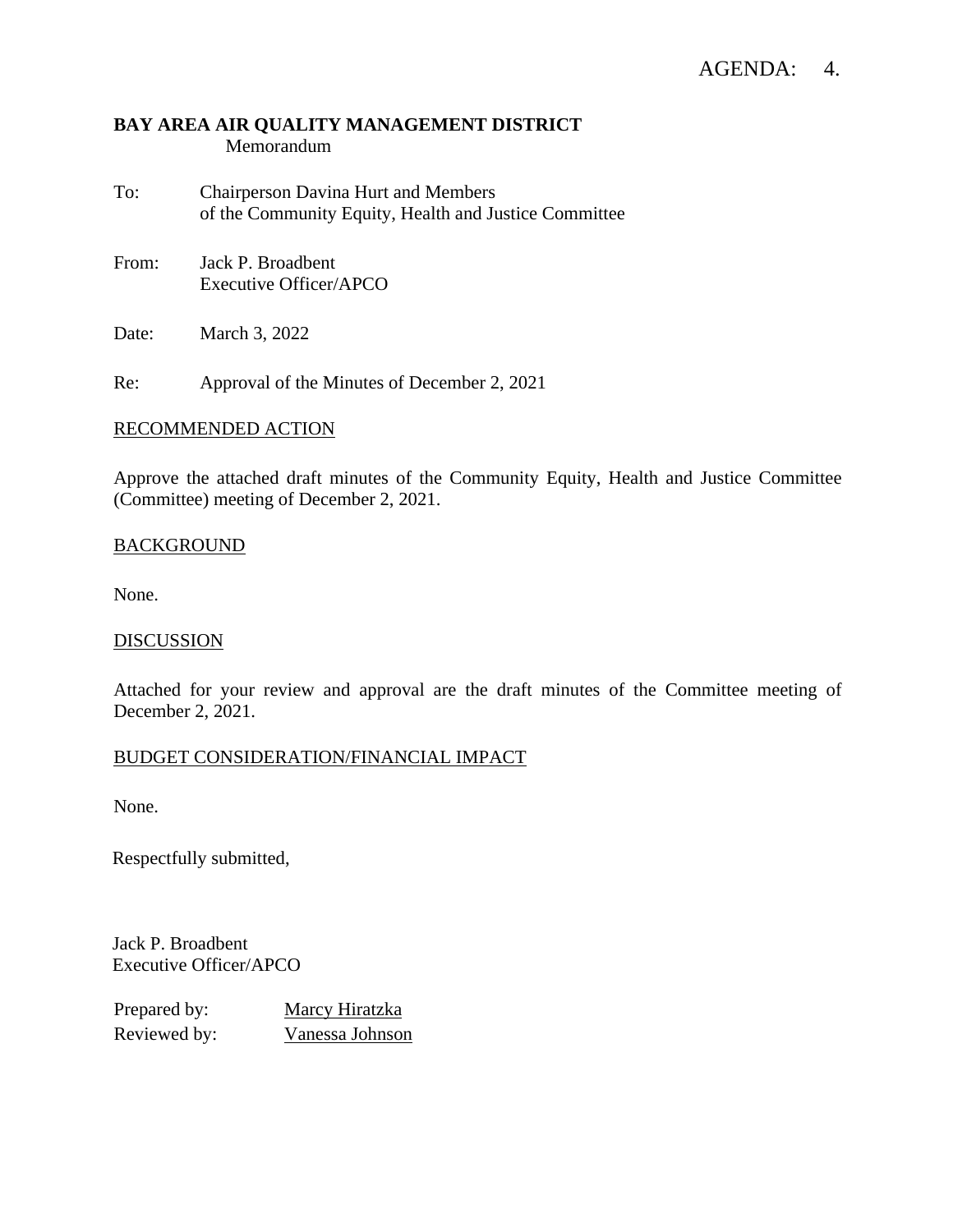AGENDA: 4.

**BAY AREA AIR QUALITY MANAGEMENT DISTRICT**
Memorandum

To: Chairperson Davina Hurt and Members of the Community Equity, Health and Justice Committee

From: Jack P. Broadbent
Executive Officer/APCO

Date: March 3, 2022

Re: Approval of the Minutes of December 2, 2021

RECOMMENDED ACTION

Approve the attached draft minutes of the Community Equity, Health and Justice Committee (Committee) meeting of December 2, 2021.

BACKGROUND

None.

DISCUSSION

Attached for your review and approval are the draft minutes of the Committee meeting of December 2, 2021.

BUDGET CONSIDERATION/FINANCIAL IMPACT

None.

Respectfully submitted,

Jack P. Broadbent
Executive Officer/APCO

Prepared by: Marcy Hiratzka
Reviewed by: Vanessa Johnson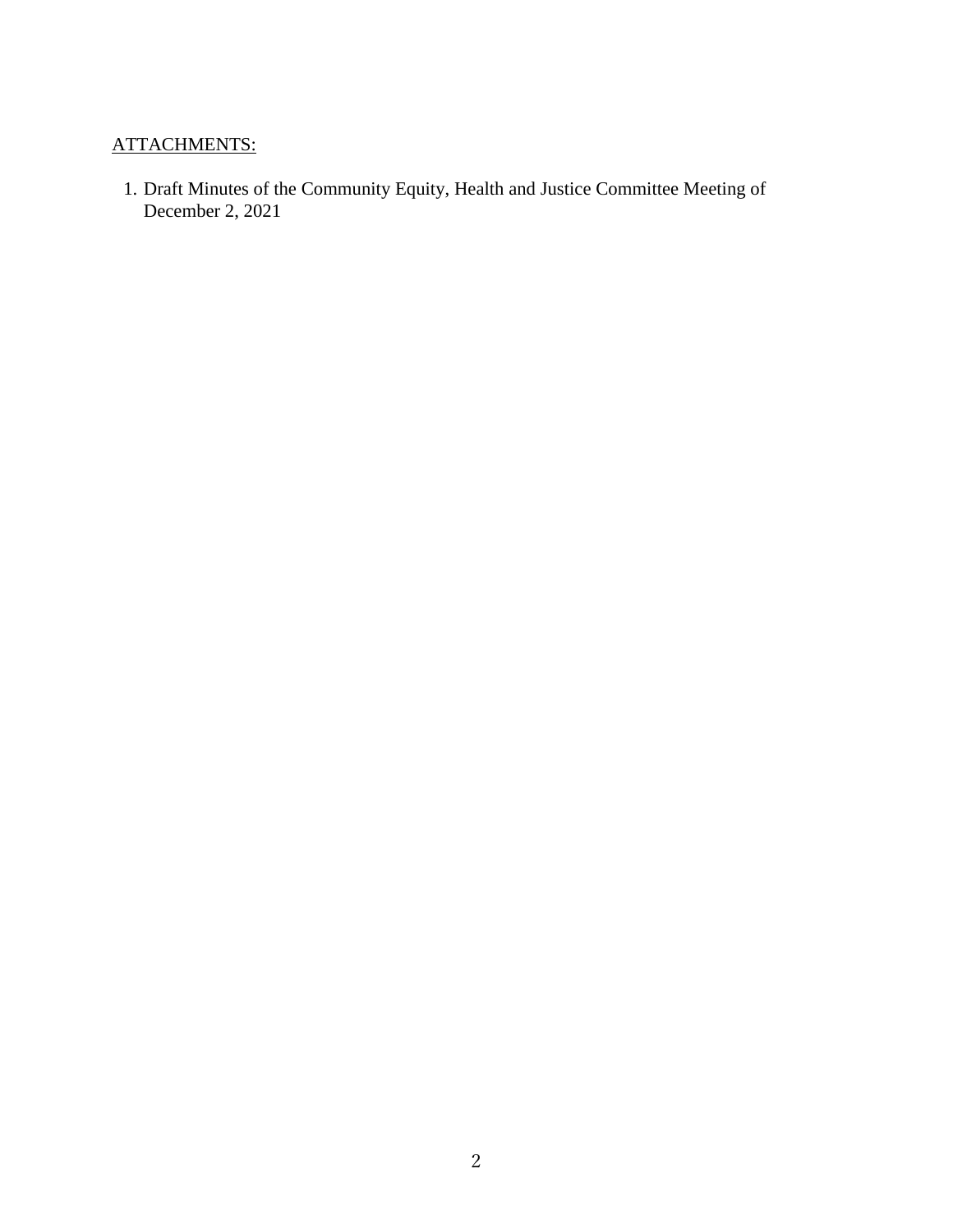ATTACHMENTS:

1. Draft Minutes of the Community Equity, Health and Justice Committee Meeting of December 2, 2021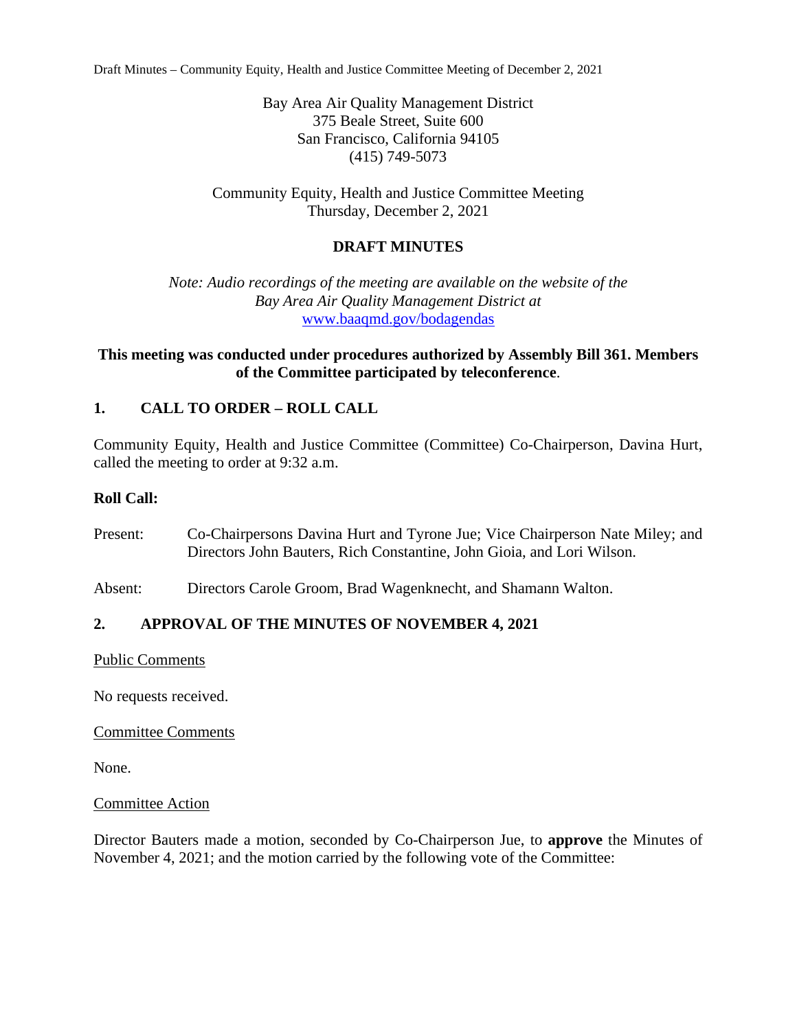Bay Area Air Quality Management District
375 Beale Street, Suite 600
San Francisco, California 94105
(415) 749-5073

Community Equity, Health and Justice Committee Meeting
Thursday, December 2, 2021

## DRAFT MINUTES

*Note: Audio recordings of the meeting are available on the website of the Bay Area Air Quality Management District at* [www.baaqmd.gov/bodagendas](www.baaqmd.gov/bodagendas)

**This meeting was conducted under procedures authorized by Assembly Bill 361. Members of the Committee participated by teleconference**.

## 1. CALL TO ORDER – ROLL CALL

Community Equity, Health and Justice Committee (Committee) Co-Chairperson, Davina Hurt, called the meeting to order at 9:32 a.m.

**Roll Call:**

Present: Co-Chairpersons Davina Hurt and Tyrone Jue; Vice Chairperson Nate Miley; and Directors John Bauters, Rich Constantine, John Gioia, and Lori Wilson.

Absent: Directors Carole Groom, Brad Wagenknecht, and Shamann Walton.

## 2. APPROVAL OF THE MINUTES OF NOVEMBER 4, 2021

Public Comments

No requests received.

Committee Comments

None.

Committee Action

Director Bauters made a motion, seconded by Co-Chairperson Jue, to **approve** the Minutes of November 4, 2021; and the motion carried by the following vote of the Committee: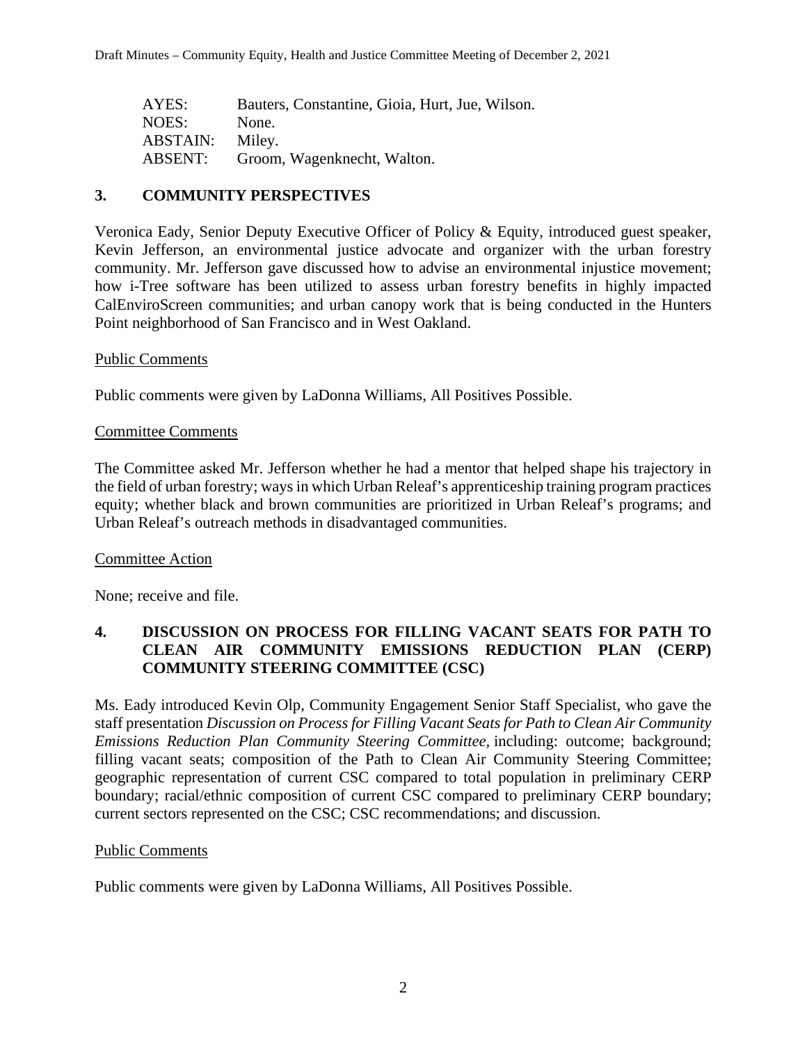| AYES: | Bauters, Constantine, Gioia, Hurt, Jue, Wilson. |
|---|---|
| NOES: | None. |
| ABSTAIN: | Miley. |
| ABSENT: | Groom, Wagenknecht, Walton. |

## 3. COMMUNITY PERSPECTIVES

Veronica Eady, Senior Deputy Executive Officer of Policy & Equity, introduced guest speaker, Kevin Jefferson, an environmental justice advocate and organizer with the urban forestry community. Mr. Jefferson gave discussed how to advise an environmental injustice movement; how i-Tree software has been utilized to assess urban forestry benefits in highly impacted CalEnviroScreen communities; and urban canopy work that is being conducted in the Hunters Point neighborhood of San Francisco and in West Oakland.

Public Comments

Public comments were given by LaDonna Williams, All Positives Possible.

Committee Comments

The Committee asked Mr. Jefferson whether he had a mentor that helped shape his trajectory in the field of urban forestry; ways in which Urban Releaf's apprenticeship training program practices equity; whether black and brown communities are prioritized in Urban Releaf's programs; and Urban Releaf's outreach methods in disadvantaged communities.

Committee Action

None; receive and file.

## 4. DISCUSSION ON PROCESS FOR FILLING VACANT SEATS FOR PATH TO CLEAN AIR COMMUNITY EMISSIONS REDUCTION PLAN (CERP) COMMUNITY STEERING COMMITTEE (CSC)

Ms. Eady introduced Kevin Olp, Community Engagement Senior Staff Specialist, who gave the staff presentation *Discussion on Process for Filling Vacant Seats for Path to Clean Air Community Emissions Reduction Plan Community Steering Committee*, including: outcome; background; filling vacant seats; composition of the Path to Clean Air Community Steering Committee; geographic representation of current CSC compared to total population in preliminary CERP boundary; racial/ethnic composition of current CSC compared to preliminary CERP boundary; current sectors represented on the CSC; CSC recommendations; and discussion.

Public Comments

Public comments were given by LaDonna Williams, All Positives Possible.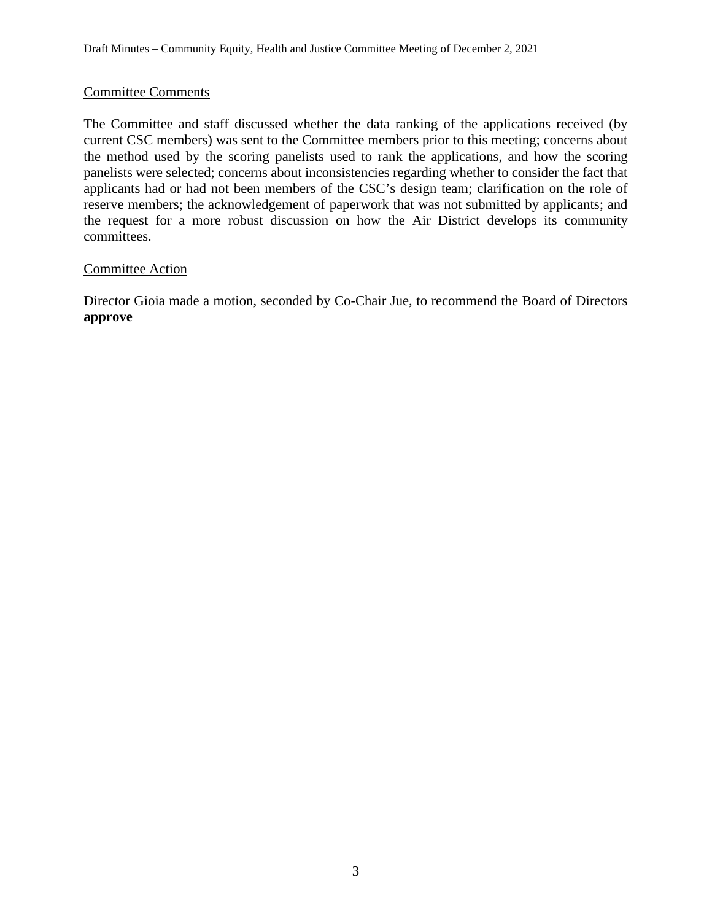Committee Comments

The Committee and staff discussed whether the data ranking of the applications received (by current CSC members) was sent to the Committee members prior to this meeting; concerns about the method used by the scoring panelists used to rank the applications, and how the scoring panelists were selected; concerns about inconsistencies regarding whether to consider the fact that applicants had or had not been members of the CSC's design team; clarification on the role of reserve members; the acknowledgement of paperwork that was not submitted by applicants; and the request for a more robust discussion on how the Air District develops its community committees.

Committee Action

Director Gioia made a motion, seconded by Co-Chair Jue, to recommend the Board of Directors **approve**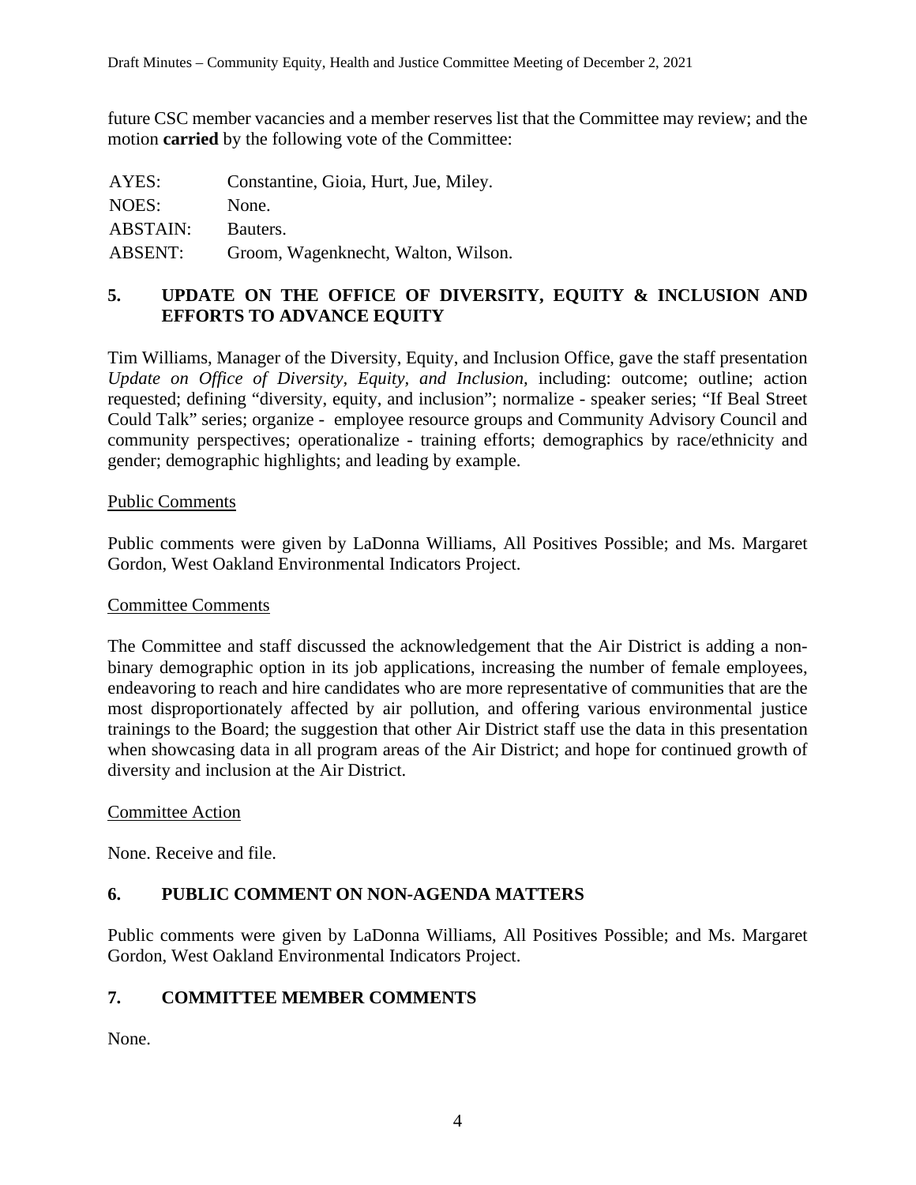future CSC member vacancies and a member reserves list that the Committee may review; and the motion **carried** by the following vote of the Committee:

| | |
|---|---|
| AYES: | Constantine, Gioia, Hurt, Jue, Miley. |
| NOES: | None. |
| ABSTAIN: | Bauters. |
| ABSENT: | Groom, Wagenknecht, Walton, Wilson. |

## 5. UPDATE ON THE OFFICE OF DIVERSITY, EQUITY & INCLUSION AND EFFORTS TO ADVANCE EQUITY

Tim Williams, Manager of the Diversity, Equity, and Inclusion Office, gave the staff presentation *Update on Office of Diversity, Equity, and Inclusion,* including: outcome; outline; action requested; defining "diversity, equity, and inclusion"; normalize - speaker series; "If Beal Street Could Talk" series; organize - employee resource groups and Community Advisory Council and community perspectives; operationalize - training efforts; demographics by race/ethnicity and gender; demographic highlights; and leading by example.

Public Comments

Public comments were given by LaDonna Williams, All Positives Possible; and Ms. Margaret Gordon, West Oakland Environmental Indicators Project.

Committee Comments

The Committee and staff discussed the acknowledgement that the Air District is adding a non-binary demographic option in its job applications, increasing the number of female employees, endeavoring to reach and hire candidates who are more representative of communities that are the most disproportionately affected by air pollution, and offering various environmental justice trainings to the Board; the suggestion that other Air District staff use the data in this presentation when showcasing data in all program areas of the Air District; and hope for continued growth of diversity and inclusion at the Air District.

Committee Action

None. Receive and file.

## 6. PUBLIC COMMENT ON NON-AGENDA MATTERS

Public comments were given by LaDonna Williams, All Positives Possible; and Ms. Margaret Gordon, West Oakland Environmental Indicators Project.

## 7. COMMITTEE MEMBER COMMENTS

None.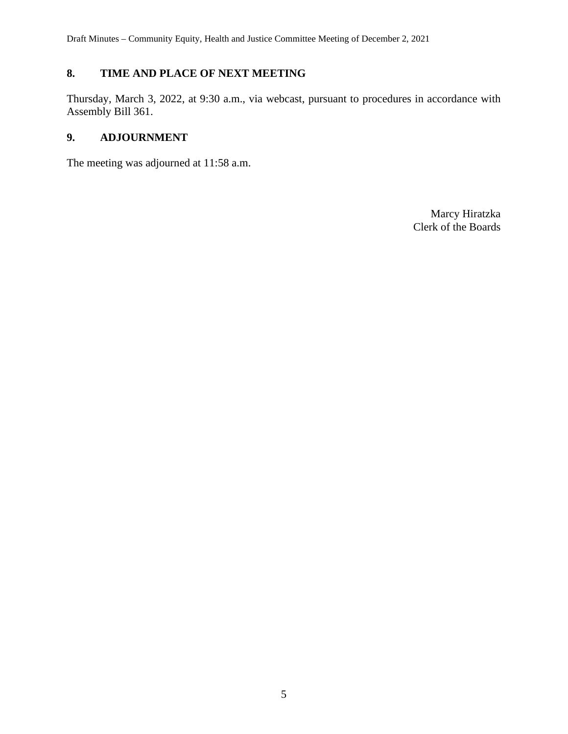## 8. TIME AND PLACE OF NEXT MEETING

Thursday, March 3, 2022, at 9:30 a.m., via webcast, pursuant to procedures in accordance with Assembly Bill 361.

## 9. ADJOURNMENT

The meeting was adjourned at 11:58 a.m.

Marcy Hiratzka
Clerk of the Boards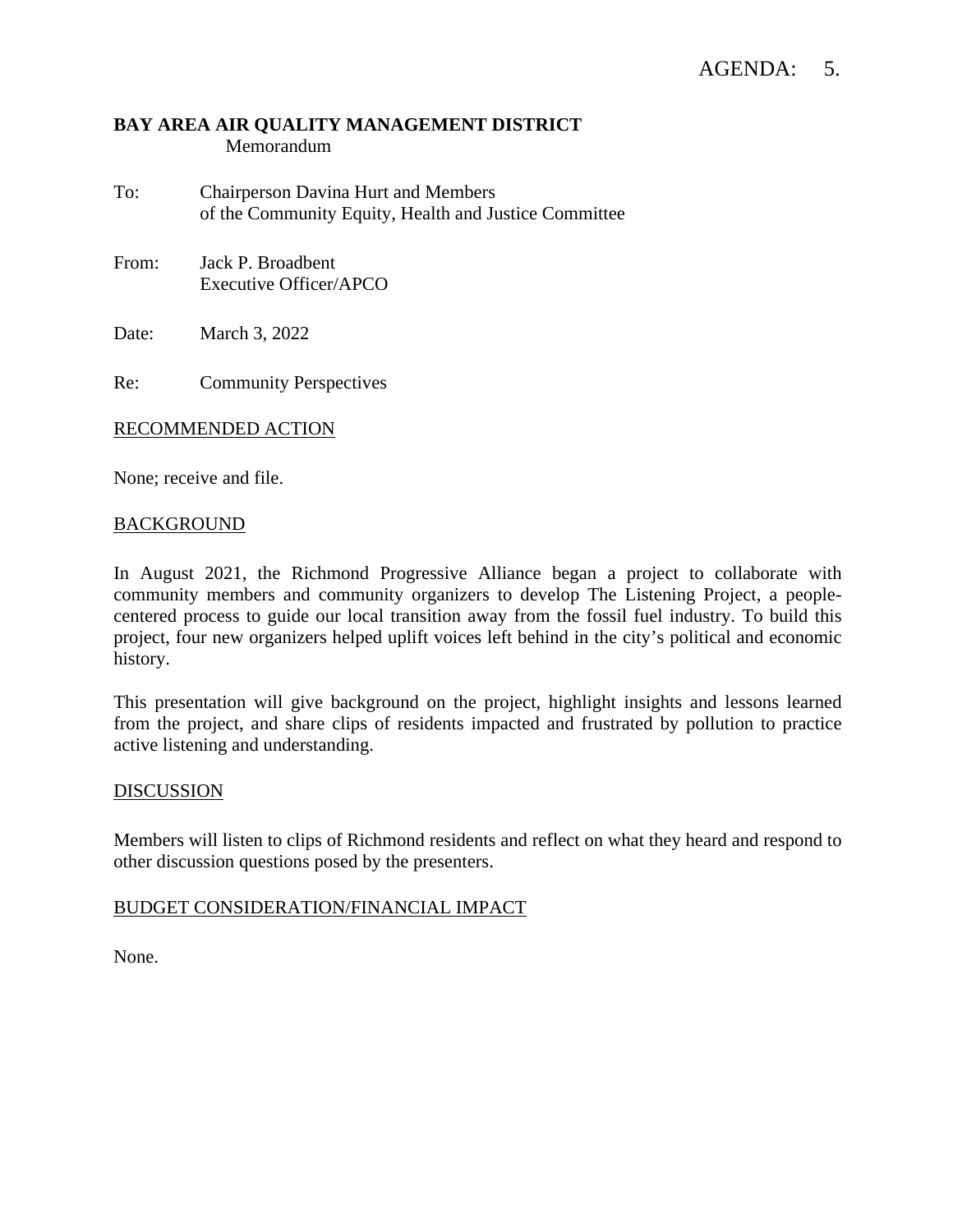AGENDA: 5.

**BAY AREA AIR QUALITY MANAGEMENT DISTRICT**
Memorandum

To: Chairperson Davina Hurt and Members
of the Community Equity, Health and Justice Committee

From: Jack P. Broadbent
Executive Officer/APCO

Date: March 3, 2022

Re: Community Perspectives

RECOMMENDED ACTION

None; receive and file.

BACKGROUND

In August 2021, the Richmond Progressive Alliance began a project to collaborate with community members and community organizers to develop The Listening Project, a people-centered process to guide our local transition away from the fossil fuel industry. To build this project, four new organizers helped uplift voices left behind in the city's political and economic history.

This presentation will give background on the project, highlight insights and lessons learned from the project, and share clips of residents impacted and frustrated by pollution to practice active listening and understanding.

DISCUSSION

Members will listen to clips of Richmond residents and reflect on what they heard and respond to other discussion questions posed by the presenters.

BUDGET CONSIDERATION/FINANCIAL IMPACT

None.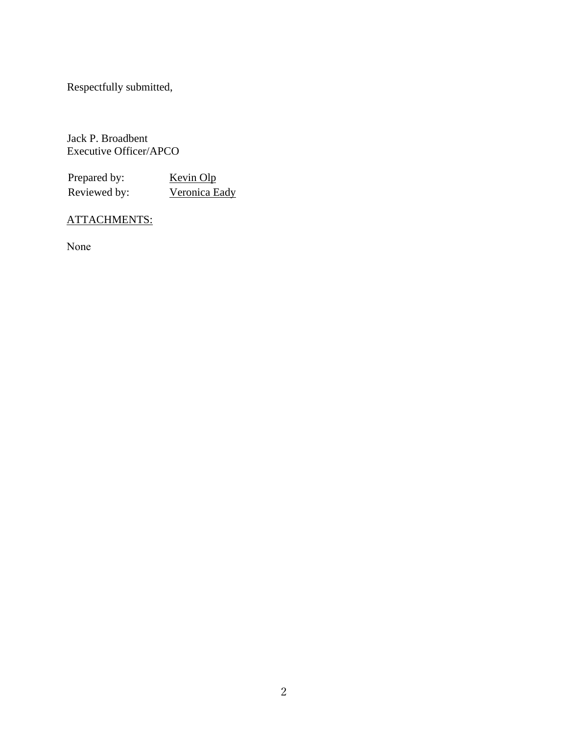Respectfully submitted,

Jack P. Broadbent
Executive Officer/APCO

| | |
|---|---|
| Prepared by: | Kevin Olp |
| Reviewed by: | Veronica Eady |

ATTACHMENTS:

None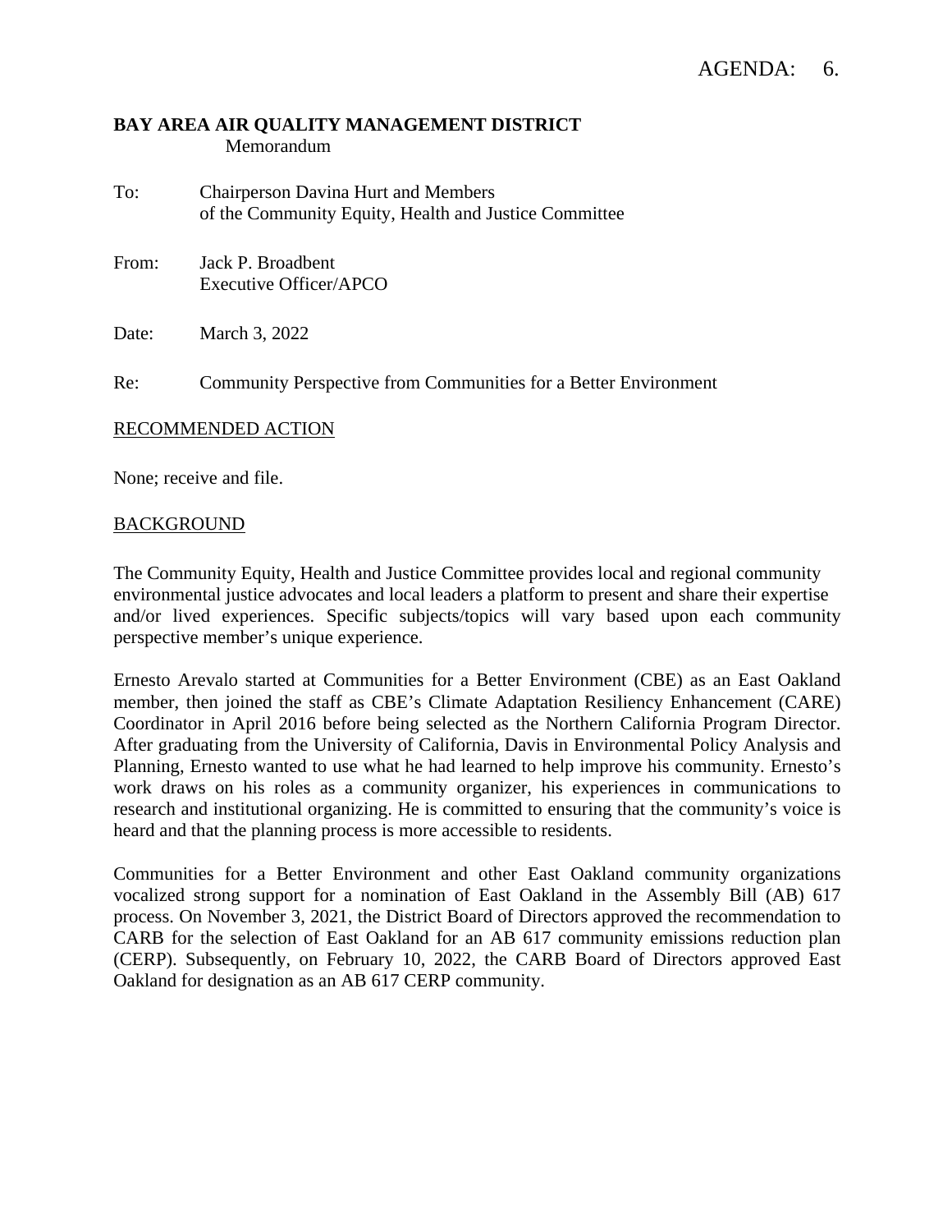AGENDA: 6.

**BAY AREA AIR QUALITY MANAGEMENT DISTRICT**
Memorandum

To: Chairperson Davina Hurt and Members
of the Community Equity, Health and Justice Committee

From: Jack P. Broadbent
Executive Officer/APCO

Date: March 3, 2022

Re: Community Perspective from Communities for a Better Environment

RECOMMENDED ACTION

None; receive and file.

BACKGROUND

The Community Equity, Health and Justice Committee provides local and regional community environmental justice advocates and local leaders a platform to present and share their expertise and/or lived experiences. Specific subjects/topics will vary based upon each community perspective member's unique experience.

Ernesto Arevalo started at Communities for a Better Environment (CBE) as an East Oakland member, then joined the staff as CBE's Climate Adaptation Resiliency Enhancement (CARE) Coordinator in April 2016 before being selected as the Northern California Program Director. After graduating from the University of California, Davis in Environmental Policy Analysis and Planning, Ernesto wanted to use what he had learned to help improve his community. Ernesto's work draws on his roles as a community organizer, his experiences in communications to research and institutional organizing. He is committed to ensuring that the community's voice is heard and that the planning process is more accessible to residents.

Communities for a Better Environment and other East Oakland community organizations vocalized strong support for a nomination of East Oakland in the Assembly Bill (AB) 617 process. On November 3, 2021, the District Board of Directors approved the recommendation to CARB for the selection of East Oakland for an AB 617 community emissions reduction plan (CERP). Subsequently, on February 10, 2022, the CARB Board of Directors approved East Oakland for designation as an AB 617 CERP community.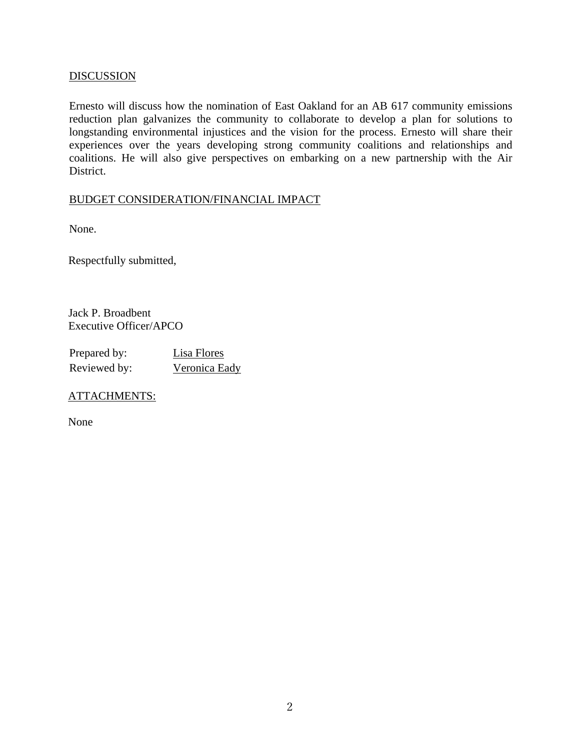## DISCUSSION

Ernesto will discuss how the nomination of East Oakland for an AB 617 community emissions reduction plan galvanizes the community to collaborate to develop a plan for solutions to longstanding environmental injustices and the vision for the process. Ernesto will share their experiences over the years developing strong community coalitions and relationships and coalitions. He will also give perspectives on embarking on a new partnership with the Air District.

## BUDGET CONSIDERATION/FINANCIAL IMPACT

None.

Respectfully submitted,

Jack P. Broadbent
Executive Officer/APCO

Prepared by: Lisa Flores
Reviewed by: Veronica Eady

## ATTACHMENTS:

None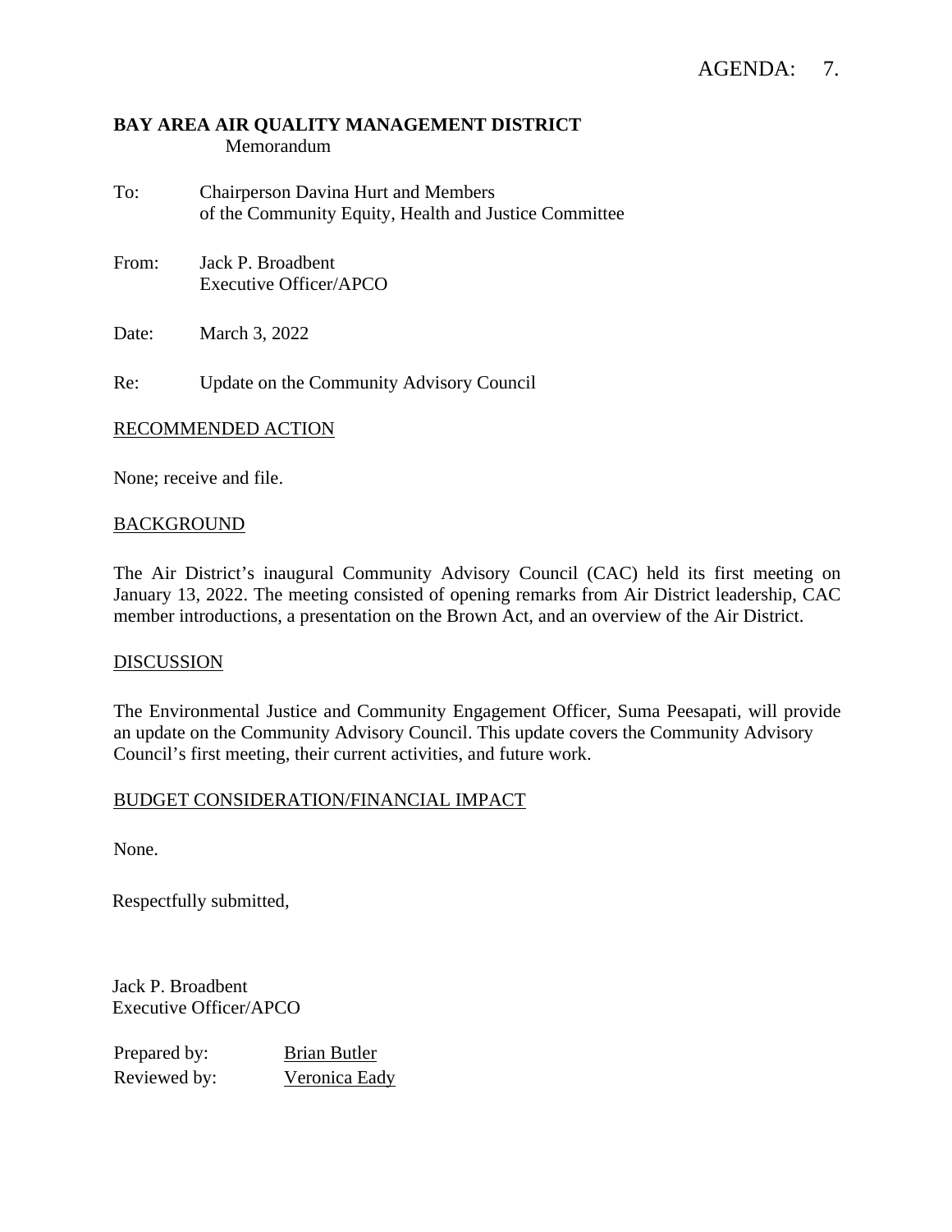AGENDA: 7.

**BAY AREA AIR QUALITY MANAGEMENT DISTRICT**
Memorandum

To: Chairperson Davina Hurt and Members of the Community Equity, Health and Justice Committee

From: Jack P. Broadbent
Executive Officer/APCO

Date: March 3, 2022

Re: Update on the Community Advisory Council

## RECOMMENDED ACTION

None; receive and file.

## BACKGROUND

The Air District's inaugural Community Advisory Council (CAC) held its first meeting on January 13, 2022. The meeting consisted of opening remarks from Air District leadership, CAC member introductions, a presentation on the Brown Act, and an overview of the Air District.

## DISCUSSION

The Environmental Justice and Community Engagement Officer, Suma Peesapati, will provide an update on the Community Advisory Council. This update covers the Community Advisory Council's first meeting, their current activities, and future work.

## BUDGET CONSIDERATION/FINANCIAL IMPACT

None.

Respectfully submitted,

Jack P. Broadbent
Executive Officer/APCO

Prepared by: Brian Butler
Reviewed by: Veronica Eady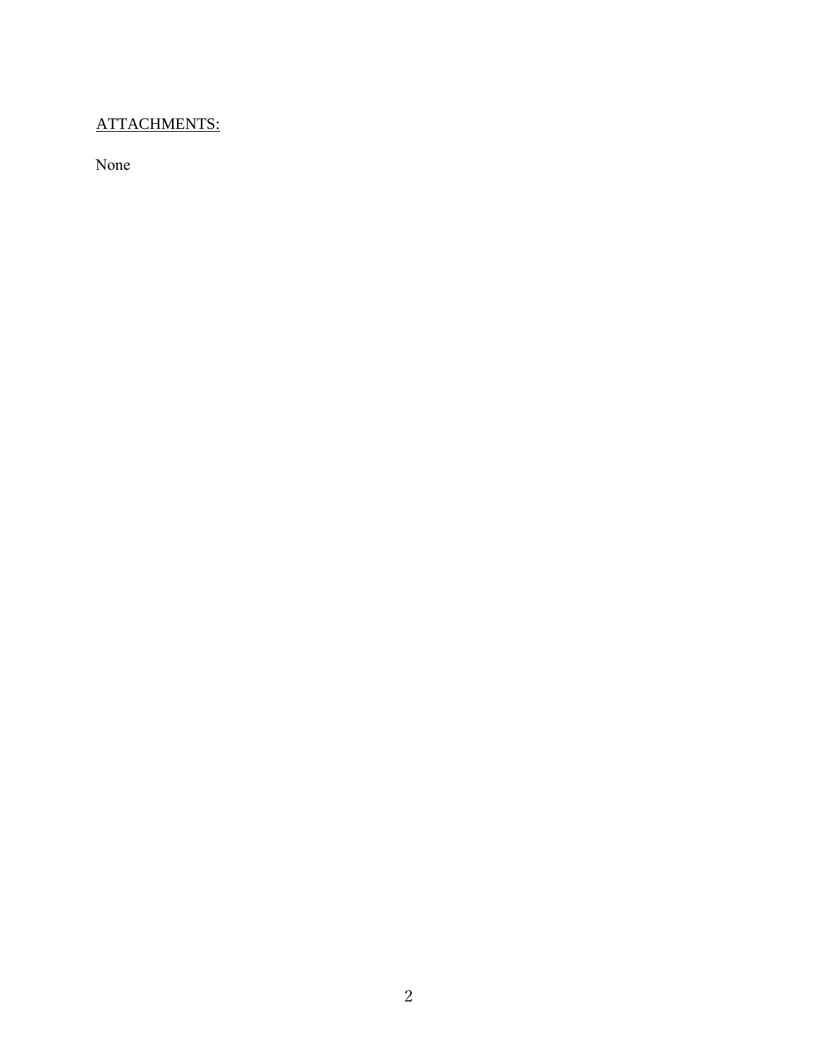<u>ATTACHMENTS:</u>

None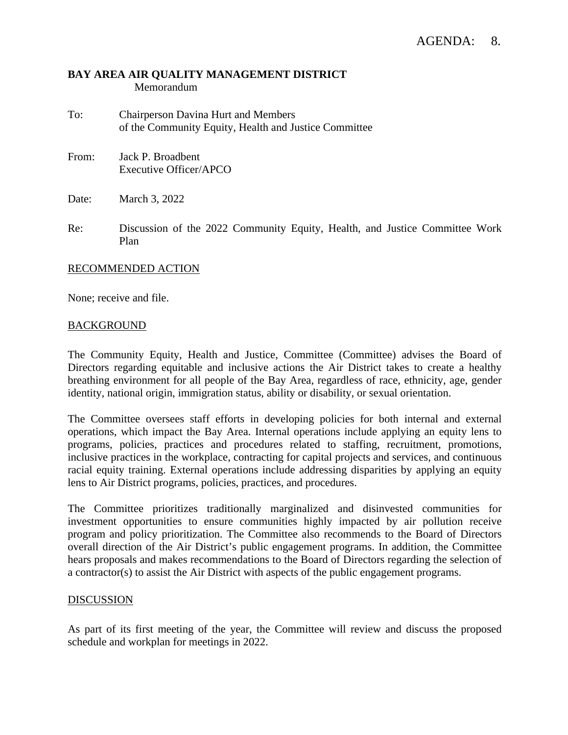AGENDA: 8.

**BAY AREA AIR QUALITY MANAGEMENT DISTRICT**
Memorandum

To: Chairperson Davina Hurt and Members of the Community Equity, Health and Justice Committee

From: Jack P. Broadbent
Executive Officer/APCO

Date: March 3, 2022

Re: Discussion of the 2022 Community Equity, Health, and Justice Committee Work Plan

## RECOMMENDED ACTION

None; receive and file.

## BACKGROUND

The Community Equity, Health and Justice, Committee (Committee) advises the Board of Directors regarding equitable and inclusive actions the Air District takes to create a healthy breathing environment for all people of the Bay Area, regardless of race, ethnicity, age, gender identity, national origin, immigration status, ability or disability, or sexual orientation.

The Committee oversees staff efforts in developing policies for both internal and external operations, which impact the Bay Area. Internal operations include applying an equity lens to programs, policies, practices and procedures related to staffing, recruitment, promotions, inclusive practices in the workplace, contracting for capital projects and services, and continuous racial equity training. External operations include addressing disparities by applying an equity lens to Air District programs, policies, practices, and procedures.

The Committee prioritizes traditionally marginalized and disinvested communities for investment opportunities to ensure communities highly impacted by air pollution receive program and policy prioritization. The Committee also recommends to the Board of Directors overall direction of the Air District's public engagement programs. In addition, the Committee hears proposals and makes recommendations to the Board of Directors regarding the selection of a contractor(s) to assist the Air District with aspects of the public engagement programs.

## DISCUSSION

As part of its first meeting of the year, the Committee will review and discuss the proposed schedule and workplan for meetings in 2022.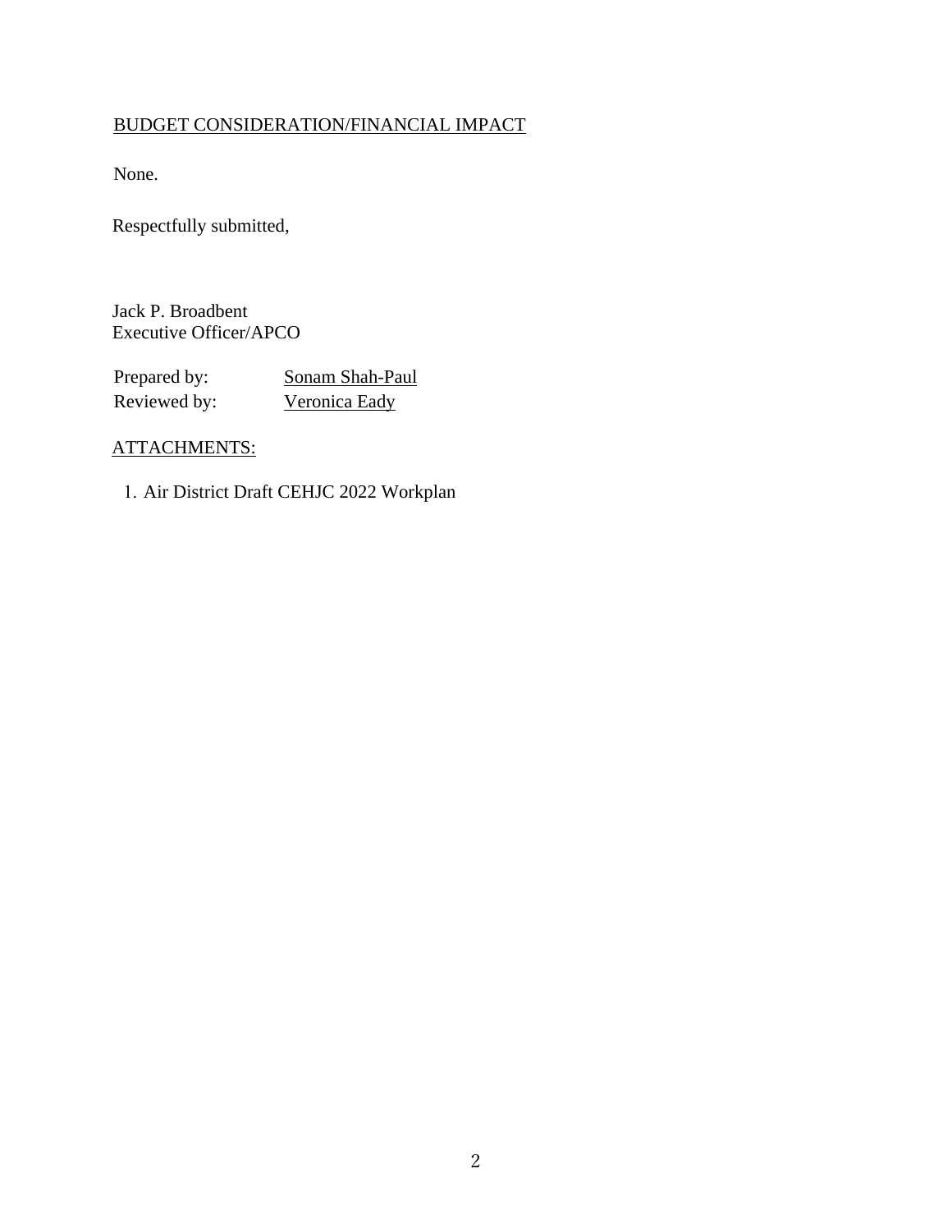## BUDGET CONSIDERATION/FINANCIAL IMPACT

None.

Respectfully submitted,

Jack P. Broadbent
Executive Officer/APCO

| Prepared by: | Sonam Shah-Paul |
|---|---|
| Reviewed by: | Veronica Eady |

## ATTACHMENTS:

1. Air District Draft CEHJC 2022 Workplan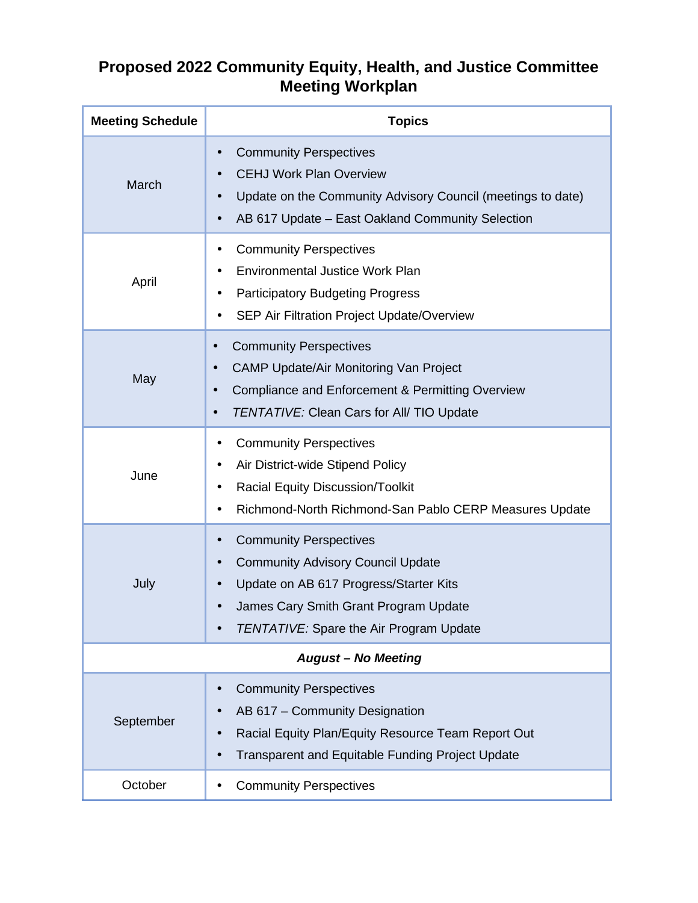# Proposed 2022 Community Equity, Health, and Justice Committee Meeting Workplan

| Meeting Schedule | Topics |
|---|---|
| March | • Community Perspectives<br>• CEHJ Work Plan Overview<br>• Update on the Community Advisory Council (meetings to date)<br>• AB 617 Update – East Oakland Community Selection |
| April | • Community Perspectives<br>• Environmental Justice Work Plan<br>• Participatory Budgeting Progress<br>• SEP Air Filtration Project Update/Overview |
| May | • Community Perspectives<br>• CAMP Update/Air Monitoring Van Project<br>• Compliance and Enforcement & Permitting Overview<br>• *TENTATIVE:* Clean Cars for All/ TIO Update |
| June | • Community Perspectives<br>• Air District-wide Stipend Policy<br>• Racial Equity Discussion/Toolkit<br>• Richmond-North Richmond-San Pablo CERP Measures Update |
| July | • Community Perspectives<br>• Community Advisory Council Update<br>• Update on AB 617 Progress/Starter Kits<br>• James Cary Smith Grant Program Update<br>• *TENTATIVE:* Spare the Air Program Update |
| ***August – No Meeting*** | |
| September | • Community Perspectives<br>• AB 617 – Community Designation<br>• Racial Equity Plan/Equity Resource Team Report Out<br>• Transparent and Equitable Funding Project Update |
| October | • Community Perspectives |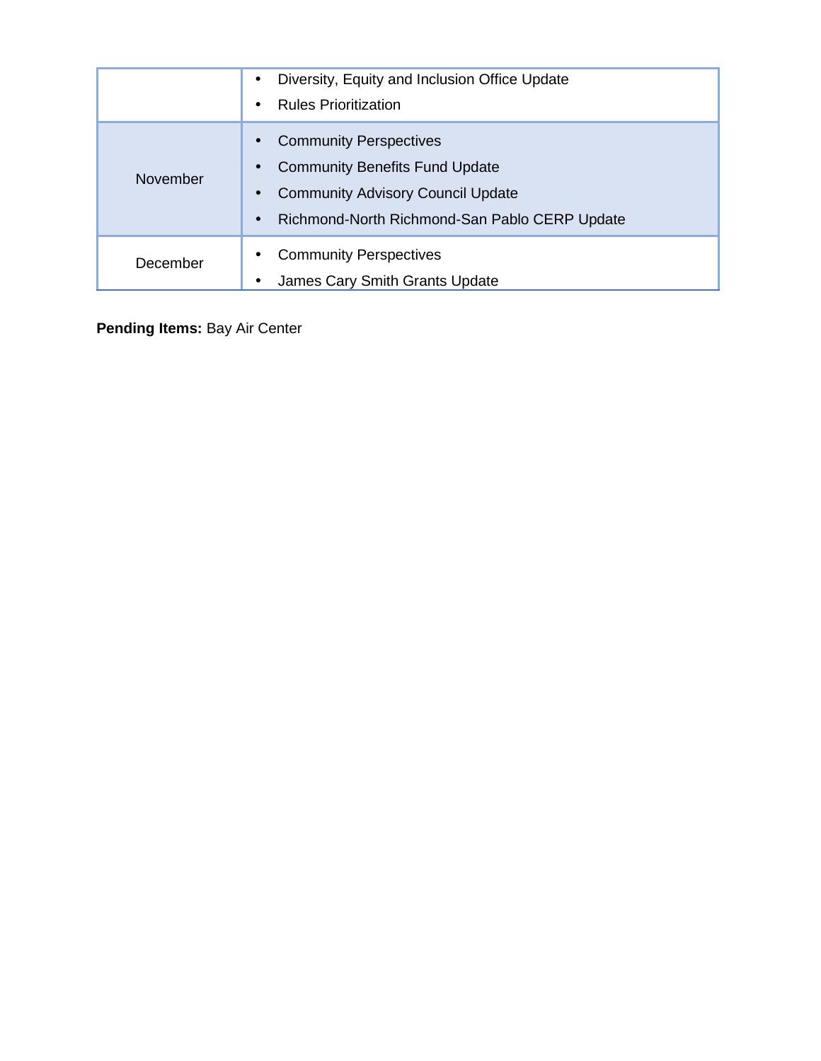| | |
|---|---|
| | • Diversity, Equity and Inclusion Office Update<br>• Rules Prioritization |
| November | • Community Perspectives<br>• Community Benefits Fund Update<br>• Community Advisory Council Update<br>• Richmond-North Richmond-San Pablo CERP Update |
| December | • Community Perspectives<br>• James Cary Smith Grants Update |

**Pending Items:** Bay Air Center